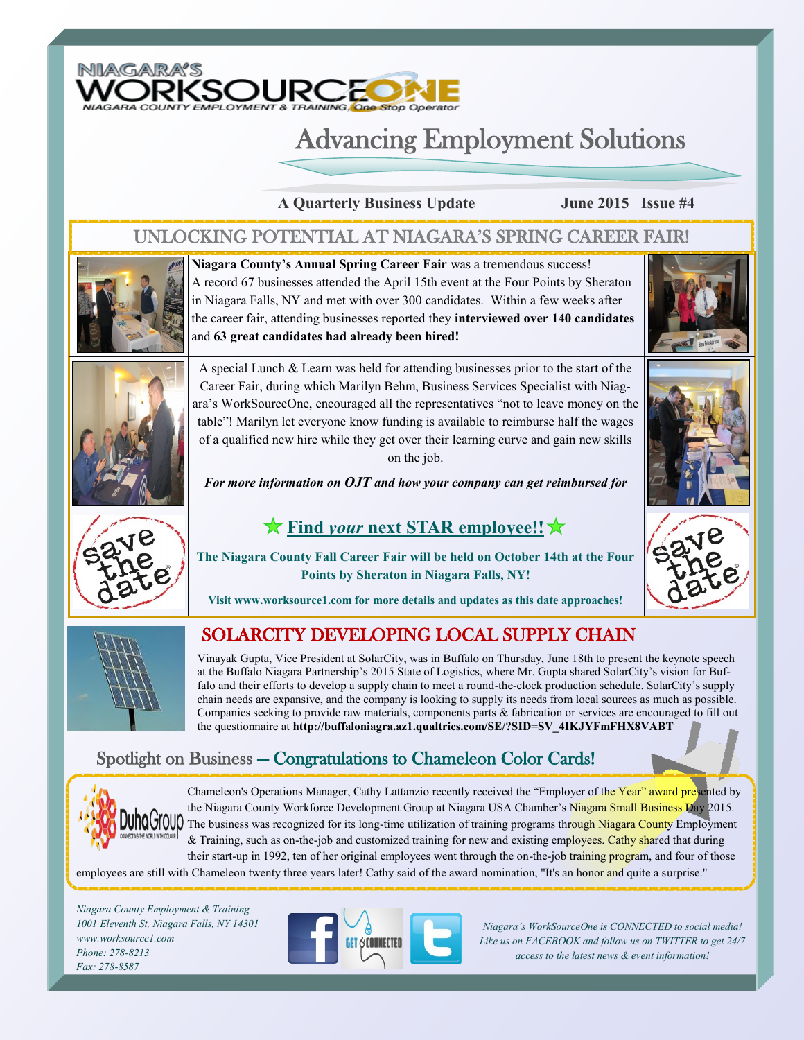NIAGARA'S WORKSOURCEONE

NIAGARA COUNTY EMPLOYMENT & TRAINING, One Stop Operator

# Advancing Employment Solutions

**A Quarterly Business Update** **June 2015 Issue #4**

## UNLOCKING POTENTIAL AT NIAGARA'S SPRING CAREER FAIR!

**Niagara County's Annual Spring Career Fair** was a tremendous success! A record 67 businesses attended the April 15th event at the Four Points by Sheraton in Niagara Falls, NY and met with over 300 candidates. Within a few weeks after the career fair, attending businesses reported they **interviewed over 140 candidates** and **63 great candidates had already been hired!**

A special Lunch & Learn was held for attending businesses prior to the start of the Career Fair, during which Marilyn Behm, Business Services Specialist with Niagara's WorkSourceOne, encouraged all the representatives "not to leave money on the table"! Marilyn let everyone know funding is available to reimburse half the wages of a qualified new hire while they get over their learning curve and gain new skills on the job.

***For more information on OJT and how your company can get reimbursed for***

save the date

### ★ Find *your* next STAR employee!! ★

**The Niagara County Fall Career Fair will be held on October 14th at the Four Points by Sheraton in Niagara Falls, NY!**

**Visit www.worksource1.com for more details and updates as this date approaches!**

## SOLARCITY DEVELOPING LOCAL SUPPLY CHAIN

Vinayak Gupta, Vice President at SolarCity, was in Buffalo on Thursday, June 18th to present the keynote speech at the Buffalo Niagara Partnership's 2015 State of Logistics, where Mr. Gupta shared SolarCity's vision for Buffalo and their efforts to develop a supply chain to meet a round-the-clock production schedule. SolarCity's supply chain needs are expansive, and the company is looking to supply its needs from local sources as much as possible. Companies seeking to provide raw materials, components parts & fabrication or services are encouraged to fill out the questionnaire at **http://buffaloniagra.az1.qualtrics.com/SE/?SID=SV_4IKJYFmFHX8VABT**

## Spotlight on Business — Congratulations to Chameleon Color Cards!

DuhaGroup — CONNECTING THE WORLD WITH COLOUR

Chameleon's Operations Manager, Cathy Lattanzio recently received the "Employer of the Year" award presented by the Niagara County Workforce Development Group at Niagara USA Chamber's Niagara Small Business Day 2015. The business was recognized for its long-time utilization of training programs through Niagara County Employment & Training, such as on-the-job and customized training for new and existing employees. Cathy shared that during their start-up in 1992, ten of her original employees went through the on-the-job training program, and four of those employees are still with Chameleon twenty three years later! Cathy said of the award nomination, "It's an honor and quite a surprise."

*Niagara County Employment & Training*
*1001 Eleventh St, Niagara Falls, NY 14301*
*www.worksource1.com*
*Phone: 278-8213*
*Fax: 278-8587*

GET CONNECTED

*Niagara's WorkSourceOne is CONNECTED to social media! Like us on FACEBOOK and follow us on TWITTER to get 24/7 access to the latest news & event information!*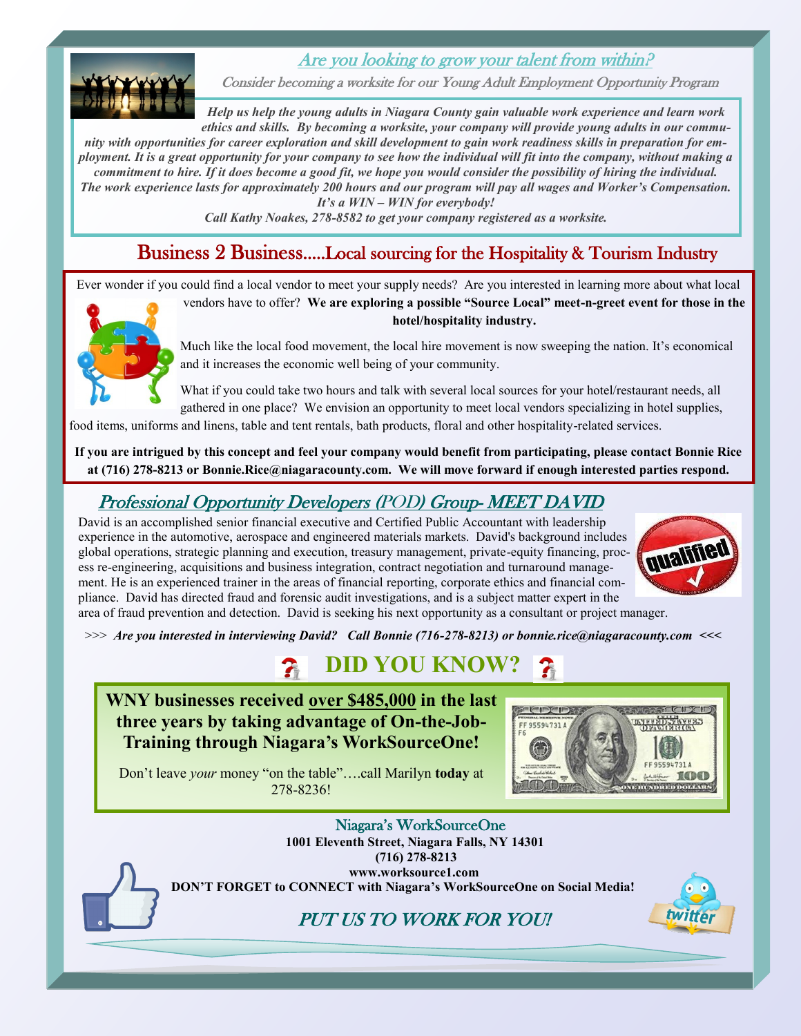## *Are you looking to grow your talent from within?*

*Consider becoming a worksite for our Young Adult Employment Opportunity Program*

***Help us help the young adults in Niagara County gain valuable work experience and learn work ethics and skills. By becoming a worksite, your company will provide young adults in our community with opportunities for career exploration and skill development to gain work readiness skills in preparation for employment. It is a great opportunity for your company to see how the individual will fit into the company, without making a commitment to hire. If it does become a good fit, we hope you would consider the possibility of hiring the individual. The work experience lasts for approximately 200 hours and our program will pay all wages and Worker's Compensation. It's a WIN – WIN for everybody!***

***Call Kathy Noakes, 278-8582 to get your company registered as a worksite.***

## Business 2 Business.....Local sourcing for the Hospitality & Tourism Industry

Ever wonder if you could find a local vendor to meet your supply needs? Are you interested in learning more about what local vendors have to offer? **We are exploring a possible "Source Local" meet-n-greet event for those in the hotel/hospitality industry.**

Much like the local food movement, the local hire movement is now sweeping the nation. It's economical and it increases the economic well being of your community.

What if you could take two hours and talk with several local sources for your hotel/restaurant needs, all gathered in one place? We envision an opportunity to meet local vendors specializing in hotel supplies, food items, uniforms and linens, table and tent rentals, bath products, floral and other hospitality-related services.

**If you are intrigued by this concept and feel your company would benefit from participating, please contact Bonnie Rice at (716) 278-8213 or Bonnie.Rice@niagaracounty.com. We will move forward if enough interested parties respond.**

## *Professional Opportunity Developers (POD) Group- MEET DAVID*

David is an accomplished senior financial executive and Certified Public Accountant with leadership experience in the automotive, aerospace and engineered materials markets. David's background includes global operations, strategic planning and execution, treasury management, private-equity financing, process re-engineering, acquisitions and business integration, contract negotiation and turnaround management. He is an experienced trainer in the areas of financial reporting, corporate ethics and financial compliance. David has directed fraud and forensic audit investigations, and is a subject matter expert in the area of fraud prevention and detection. David is seeking his next opportunity as a consultant or project manager.

>>> ***Are you interested in interviewing David? Call Bonnie (716-278-8213) or bonnie.rice@niagaracounty.com*** <<<

## DID YOU KNOW?

**WNY businesses received <u>over $485,000</u> in the last three years by taking advantage of On-the-Job-Training through Niagara's WorkSourceOne!**

Don't leave *your* money "on the table"….call Marilyn **today** at 278-8236!

Niagara's WorkSourceOne
**1001 Eleventh Street, Niagara Falls, NY 14301**
**(716) 278-8213**
**www.worksource1.com**
**DON'T FORGET to CONNECT with Niagara's WorkSourceOne on Social Media!**

***PUT US TO WORK FOR YOU!***